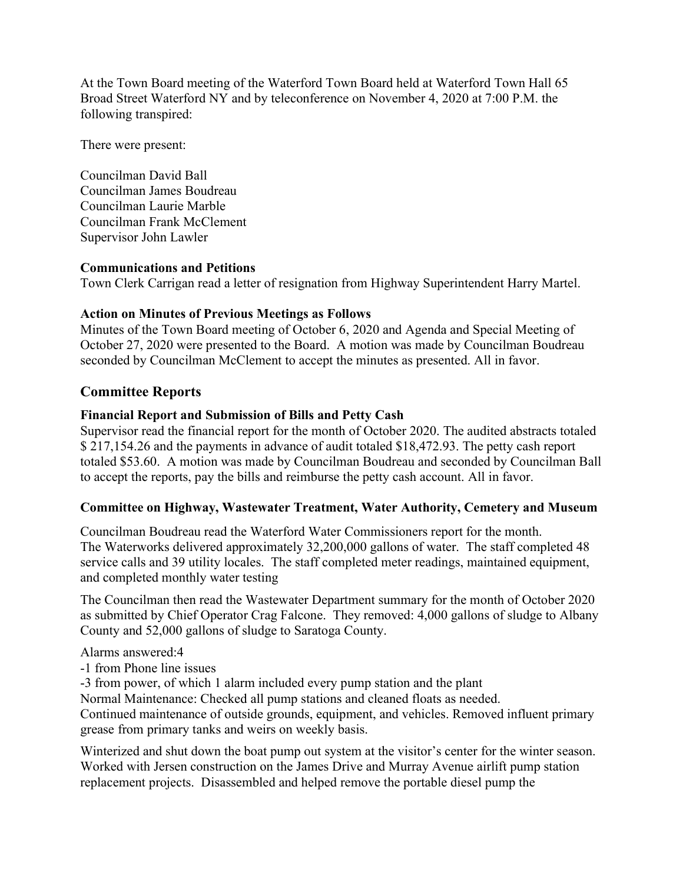At the Town Board meeting of the Waterford Town Board held at Waterford Town Hall 65 Broad Street Waterford NY and by teleconference on November 4, 2020 at 7:00 P.M. the following transpired:

There were present:

Councilman David Ball
Councilman James Boudreau
Councilman Laurie Marble
Councilman Frank McClement
Supervisor John Lawler

**Communications and Petitions**

Town Clerk Carrigan read a letter of resignation from Highway Superintendent Harry Martel.

**Action on Minutes of Previous Meetings as Follows**

Minutes of the Town Board meeting of October 6, 2020 and Agenda and Special Meeting of October 27, 2020 were presented to the Board. A motion was made by Councilman Boudreau seconded by Councilman McClement to accept the minutes as presented. All in favor.

## Committee Reports

**Financial Report and Submission of Bills and Petty Cash**

Supervisor read the financial report for the month of October 2020. The audited abstracts totaled $ 217,154.26 and the payments in advance of audit totaled $18,472.93. The petty cash report totaled $53.60. A motion was made by Councilman Boudreau and seconded by Councilman Ball to accept the reports, pay the bills and reimburse the petty cash account. All in favor.

**Committee on Highway, Wastewater Treatment, Water Authority, Cemetery and Museum**

Councilman Boudreau read the Waterford Water Commissioners report for the month. The Waterworks delivered approximately 32,200,000 gallons of water. The staff completed 48 service calls and 39 utility locales. The staff completed meter readings, maintained equipment, and completed monthly water testing

The Councilman then read the Wastewater Department summary for the month of October 2020 as submitted by Chief Operator Crag Falcone. They removed: 4,000 gallons of sludge to Albany County and 52,000 gallons of sludge to Saratoga County.

Alarms answered:4
-1 from Phone line issues
-3 from power, of which 1 alarm included every pump station and the plant
Normal Maintenance: Checked all pump stations and cleaned floats as needed.
Continued maintenance of outside grounds, equipment, and vehicles. Removed influent primary grease from primary tanks and weirs on weekly basis.

Winterized and shut down the boat pump out system at the visitor's center for the winter season. Worked with Jersen construction on the James Drive and Murray Avenue airlift pump station replacement projects. Disassembled and helped remove the portable diesel pump the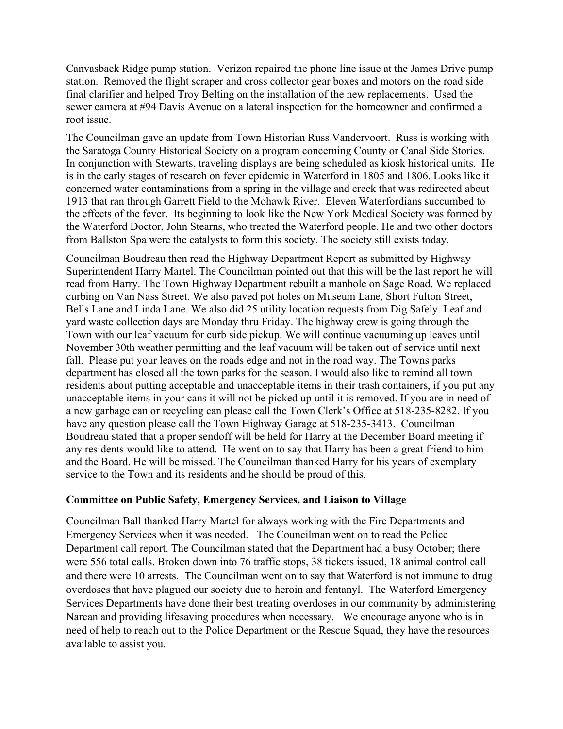Canvasback Ridge pump station. Verizon repaired the phone line issue at the James Drive pump station. Removed the flight scraper and cross collector gear boxes and motors on the road side final clarifier and helped Troy Belting on the installation of the new replacements. Used the sewer camera at #94 Davis Avenue on a lateral inspection for the homeowner and confirmed a root issue.

The Councilman gave an update from Town Historian Russ Vandervoort. Russ is working with the Saratoga County Historical Society on a program concerning County or Canal Side Stories. In conjunction with Stewarts, traveling displays are being scheduled as kiosk historical units. He is in the early stages of research on fever epidemic in Waterford in 1805 and 1806. Looks like it concerned water contaminations from a spring in the village and creek that was redirected about 1913 that ran through Garrett Field to the Mohawk River. Eleven Waterfordians succumbed to the effects of the fever. Its beginning to look like the New York Medical Society was formed by the Waterford Doctor, John Stearns, who treated the Waterford people. He and two other doctors from Ballston Spa were the catalysts to form this society. The society still exists today.

Councilman Boudreau then read the Highway Department Report as submitted by Highway Superintendent Harry Martel. The Councilman pointed out that this will be the last report he will read from Harry. The Town Highway Department rebuilt a manhole on Sage Road. We replaced curbing on Van Nass Street. We also paved pot holes on Museum Lane, Short Fulton Street, Bells Lane and Linda Lane. We also did 25 utility location requests from Dig Safely. Leaf and yard waste collection days are Monday thru Friday. The highway crew is going through the Town with our leaf vacuum for curb side pickup. We will continue vacuuming up leaves until November 30th weather permitting and the leaf vacuum will be taken out of service until next fall. Please put your leaves on the roads edge and not in the road way. The Towns parks department has closed all the town parks for the season. I would also like to remind all town residents about putting acceptable and unacceptable items in their trash containers, if you put any unacceptable items in your cans it will not be picked up until it is removed. If you are in need of a new garbage can or recycling can please call the Town Clerk's Office at 518-235-8282. If you have any question please call the Town Highway Garage at 518-235-3413. Councilman Boudreau stated that a proper sendoff will be held for Harry at the December Board meeting if any residents would like to attend. He went on to say that Harry has been a great friend to him and the Board. He will be missed. The Councilman thanked Harry for his years of exemplary service to the Town and its residents and he should be proud of this.

**Committee on Public Safety, Emergency Services, and Liaison to Village**

Councilman Ball thanked Harry Martel for always working with the Fire Departments and Emergency Services when it was needed. The Councilman went on to read the Police Department call report. The Councilman stated that the Department had a busy October; there were 556 total calls. Broken down into 76 traffic stops, 38 tickets issued, 18 animal control call and there were 10 arrests. The Councilman went on to say that Waterford is not immune to drug overdoses that have plagued our society due to heroin and fentanyl. The Waterford Emergency Services Departments have done their best treating overdoses in our community by administering Narcan and providing lifesaving procedures when necessary. We encourage anyone who is in need of help to reach out to the Police Department or the Rescue Squad, they have the resources available to assist you.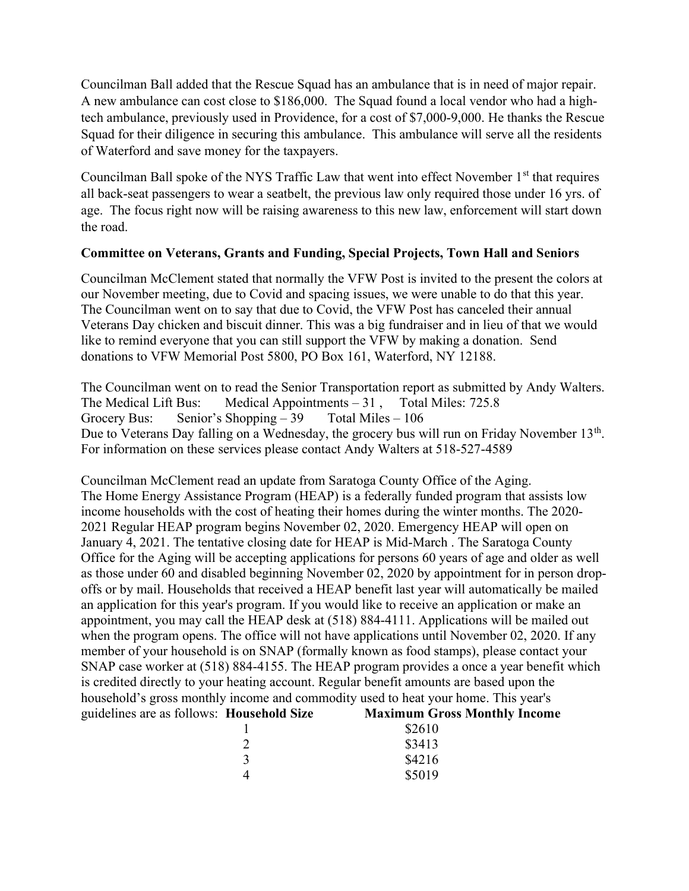Councilman Ball added that the Rescue Squad has an ambulance that is in need of major repair. A new ambulance can cost close to $186,000. The Squad found a local vendor who had a high-tech ambulance, previously used in Providence, for a cost of $7,000-9,000. He thanks the Rescue Squad for their diligence in securing this ambulance. This ambulance will serve all the residents of Waterford and save money for the taxpayers.

Councilman Ball spoke of the NYS Traffic Law that went into effect November 1st that requires all back-seat passengers to wear a seatbelt, the previous law only required those under 16 yrs. of age. The focus right now will be raising awareness to this new law, enforcement will start down the road.

**Committee on Veterans, Grants and Funding, Special Projects, Town Hall and Seniors**

Councilman McClement stated that normally the VFW Post is invited to the present the colors at our November meeting, due to Covid and spacing issues, we were unable to do that this year. The Councilman went on to say that due to Covid, the VFW Post has canceled their annual Veterans Day chicken and biscuit dinner. This was a big fundraiser and in lieu of that we would like to remind everyone that you can still support the VFW by making a donation. Send donations to VFW Memorial Post 5800, PO Box 161, Waterford, NY 12188.

The Councilman went on to read the Senior Transportation report as submitted by Andy Walters.
The Medical Lift Bus: Medical Appointments – 31 , Total Miles: 725.8
Grocery Bus: Senior's Shopping – 39 Total Miles – 106
Due to Veterans Day falling on a Wednesday, the grocery bus will run on Friday November 13th.
For information on these services please contact Andy Walters at 518-527-4589

Councilman McClement read an update from Saratoga County Office of the Aging.
The Home Energy Assistance Program (HEAP) is a federally funded program that assists low income households with the cost of heating their homes during the winter months. The 2020-2021 Regular HEAP program begins November 02, 2020. Emergency HEAP will open on January 4, 2021. The tentative closing date for HEAP is Mid-March . The Saratoga County Office for the Aging will be accepting applications for persons 60 years of age and older as well as those under 60 and disabled beginning November 02, 2020 by appointment for in person drop-offs or by mail. Households that received a HEAP benefit last year will automatically be mailed an application for this year's program. If you would like to receive an application or make an appointment, you may call the HEAP desk at (518) 884-4111. Applications will be mailed out when the program opens. The office will not have applications until November 02, 2020. If any member of your household is on SNAP (formally known as food stamps), please contact your SNAP case worker at (518) 884-4155. The HEAP program provides a once a year benefit which is credited directly to your heating account. Regular benefit amounts are based upon the household's gross monthly income and commodity used to heat your home. This year's guidelines are as follows:

| Household Size | Maximum Gross Monthly Income |
|---|---|
| 1 | $2610 |
| 2 | $3413 |
| 3 | $4216 |
| 4 | $5019 |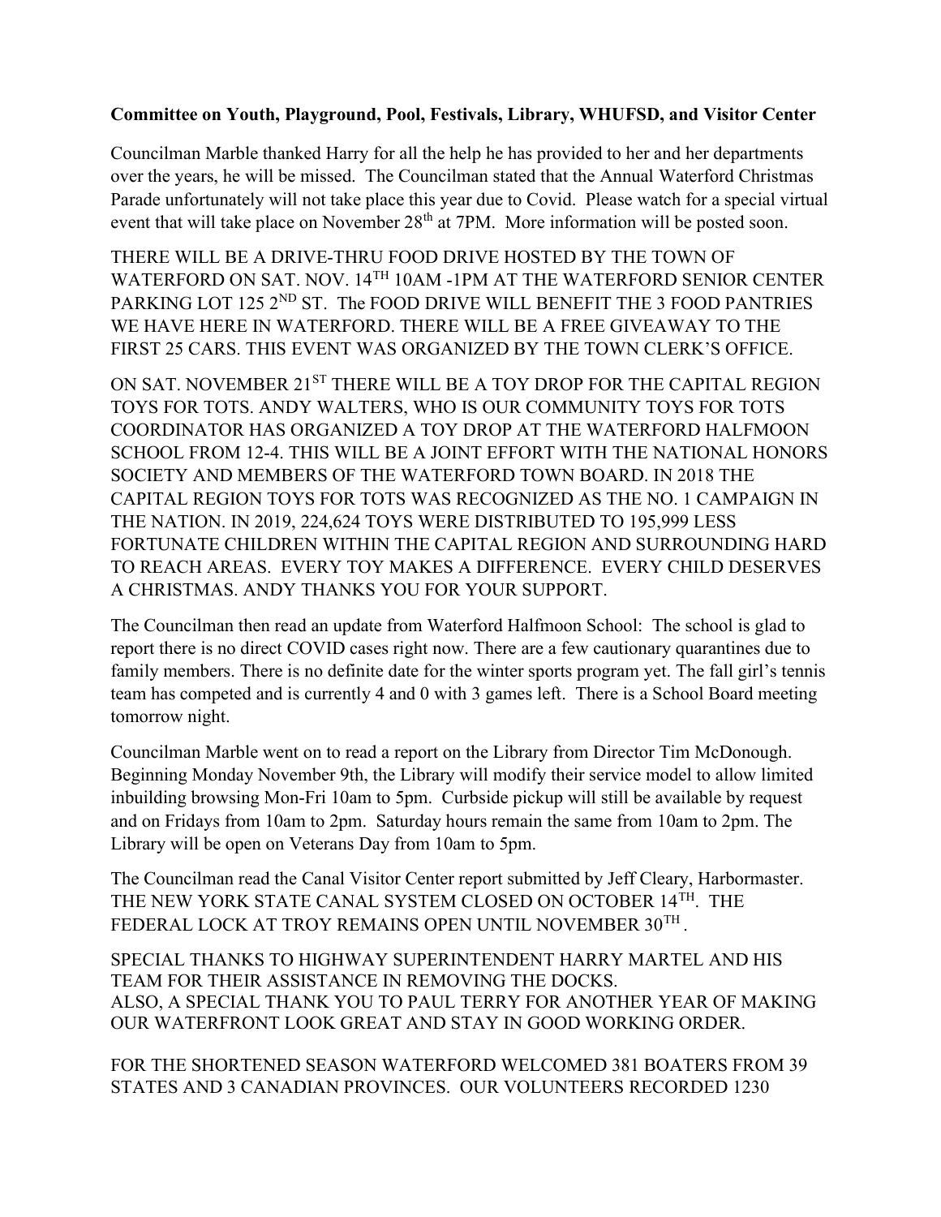**Committee on Youth, Playground, Pool, Festivals, Library, WHUFSD, and Visitor Center**

Councilman Marble thanked Harry for all the help he has provided to her and her departments over the years, he will be missed. The Councilman stated that the Annual Waterford Christmas Parade unfortunately will not take place this year due to Covid. Please watch for a special virtual event that will take place on November 28th at 7PM. More information will be posted soon.

THERE WILL BE A DRIVE-THRU FOOD DRIVE HOSTED BY THE TOWN OF WATERFORD ON SAT. NOV. 14TH 10AM -1PM AT THE WATERFORD SENIOR CENTER PARKING LOT 125 2ND ST. The FOOD DRIVE WILL BENEFIT THE 3 FOOD PANTRIES WE HAVE HERE IN WATERFORD. THERE WILL BE A FREE GIVEAWAY TO THE FIRST 25 CARS. THIS EVENT WAS ORGANIZED BY THE TOWN CLERK'S OFFICE.

ON SAT. NOVEMBER 21ST THERE WILL BE A TOY DROP FOR THE CAPITAL REGION TOYS FOR TOTS. ANDY WALTERS, WHO IS OUR COMMUNITY TOYS FOR TOTS COORDINATOR HAS ORGANIZED A TOY DROP AT THE WATERFORD HALFMOON SCHOOL FROM 12-4. THIS WILL BE A JOINT EFFORT WITH THE NATIONAL HONORS SOCIETY AND MEMBERS OF THE WATERFORD TOWN BOARD. IN 2018 THE CAPITAL REGION TOYS FOR TOTS WAS RECOGNIZED AS THE NO. 1 CAMPAIGN IN THE NATION. IN 2019, 224,624 TOYS WERE DISTRIBUTED TO 195,999 LESS FORTUNATE CHILDREN WITHIN THE CAPITAL REGION AND SURROUNDING HARD TO REACH AREAS. EVERY TOY MAKES A DIFFERENCE. EVERY CHILD DESERVES A CHRISTMAS. ANDY THANKS YOU FOR YOUR SUPPORT.

The Councilman then read an update from Waterford Halfmoon School: The school is glad to report there is no direct COVID cases right now. There are a few cautionary quarantines due to family members. There is no definite date for the winter sports program yet. The fall girl's tennis team has competed and is currently 4 and 0 with 3 games left. There is a School Board meeting tomorrow night.

Councilman Marble went on to read a report on the Library from Director Tim McDonough. Beginning Monday November 9th, the Library will modify their service model to allow limited inbuilding browsing Mon-Fri 10am to 5pm. Curbside pickup will still be available by request and on Fridays from 10am to 2pm. Saturday hours remain the same from 10am to 2pm. The Library will be open on Veterans Day from 10am to 5pm.

The Councilman read the Canal Visitor Center report submitted by Jeff Cleary, Harbormaster. THE NEW YORK STATE CANAL SYSTEM CLOSED ON OCTOBER 14TH. THE FEDERAL LOCK AT TROY REMAINS OPEN UNTIL NOVEMBER 30TH.

SPECIAL THANKS TO HIGHWAY SUPERINTENDENT HARRY MARTEL AND HIS TEAM FOR THEIR ASSISTANCE IN REMOVING THE DOCKS.
ALSO, A SPECIAL THANK YOU TO PAUL TERRY FOR ANOTHER YEAR OF MAKING OUR WATERFRONT LOOK GREAT AND STAY IN GOOD WORKING ORDER.

FOR THE SHORTENED SEASON WATERFORD WELCOMED 381 BOATERS FROM 39 STATES AND 3 CANADIAN PROVINCES. OUR VOLUNTEERS RECORDED 1230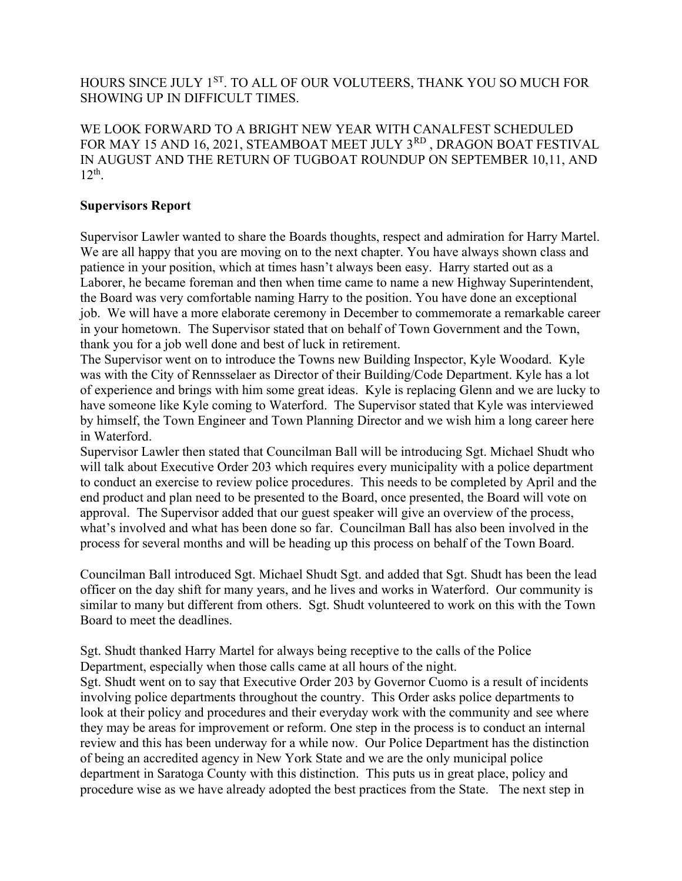HOURS SINCE JULY 1ST. TO ALL OF OUR VOLUTEERS, THANK YOU SO MUCH FOR SHOWING UP IN DIFFICULT TIMES.

WE LOOK FORWARD TO A BRIGHT NEW YEAR WITH CANALFEST SCHEDULED FOR MAY 15 AND 16, 2021, STEAMBOAT MEET JULY 3RD , DRAGON BOAT FESTIVAL IN AUGUST AND THE RETURN OF TUGBOAT ROUNDUP ON SEPTEMBER 10,11, AND 12th.

**Supervisors Report**

Supervisor Lawler wanted to share the Boards thoughts, respect and admiration for Harry Martel. We are all happy that you are moving on to the next chapter. You have always shown class and patience in your position, which at times hasn't always been easy. Harry started out as a Laborer, he became foreman and then when time came to name a new Highway Superintendent, the Board was very comfortable naming Harry to the position. You have done an exceptional job. We will have a more elaborate ceremony in December to commemorate a remarkable career in your hometown. The Supervisor stated that on behalf of Town Government and the Town, thank you for a job well done and best of luck in retirement.

The Supervisor went on to introduce the Towns new Building Inspector, Kyle Woodard. Kyle was with the City of Rennsselaer as Director of their Building/Code Department. Kyle has a lot of experience and brings with him some great ideas. Kyle is replacing Glenn and we are lucky to have someone like Kyle coming to Waterford. The Supervisor stated that Kyle was interviewed by himself, the Town Engineer and Town Planning Director and we wish him a long career here in Waterford.

Supervisor Lawler then stated that Councilman Ball will be introducing Sgt. Michael Shudt who will talk about Executive Order 203 which requires every municipality with a police department to conduct an exercise to review police procedures. This needs to be completed by April and the end product and plan need to be presented to the Board, once presented, the Board will vote on approval. The Supervisor added that our guest speaker will give an overview of the process, what's involved and what has been done so far. Councilman Ball has also been involved in the process for several months and will be heading up this process on behalf of the Town Board.

Councilman Ball introduced Sgt. Michael Shudt Sgt. and added that Sgt. Shudt has been the lead officer on the day shift for many years, and he lives and works in Waterford. Our community is similar to many but different from others. Sgt. Shudt volunteered to work on this with the Town Board to meet the deadlines.

Sgt. Shudt thanked Harry Martel for always being receptive to the calls of the Police Department, especially when those calls came at all hours of the night.

Sgt. Shudt went on to say that Executive Order 203 by Governor Cuomo is a result of incidents involving police departments throughout the country. This Order asks police departments to look at their policy and procedures and their everyday work with the community and see where they may be areas for improvement or reform. One step in the process is to conduct an internal review and this has been underway for a while now. Our Police Department has the distinction of being an accredited agency in New York State and we are the only municipal police department in Saratoga County with this distinction. This puts us in great place, policy and procedure wise as we have already adopted the best practices from the State. The next step in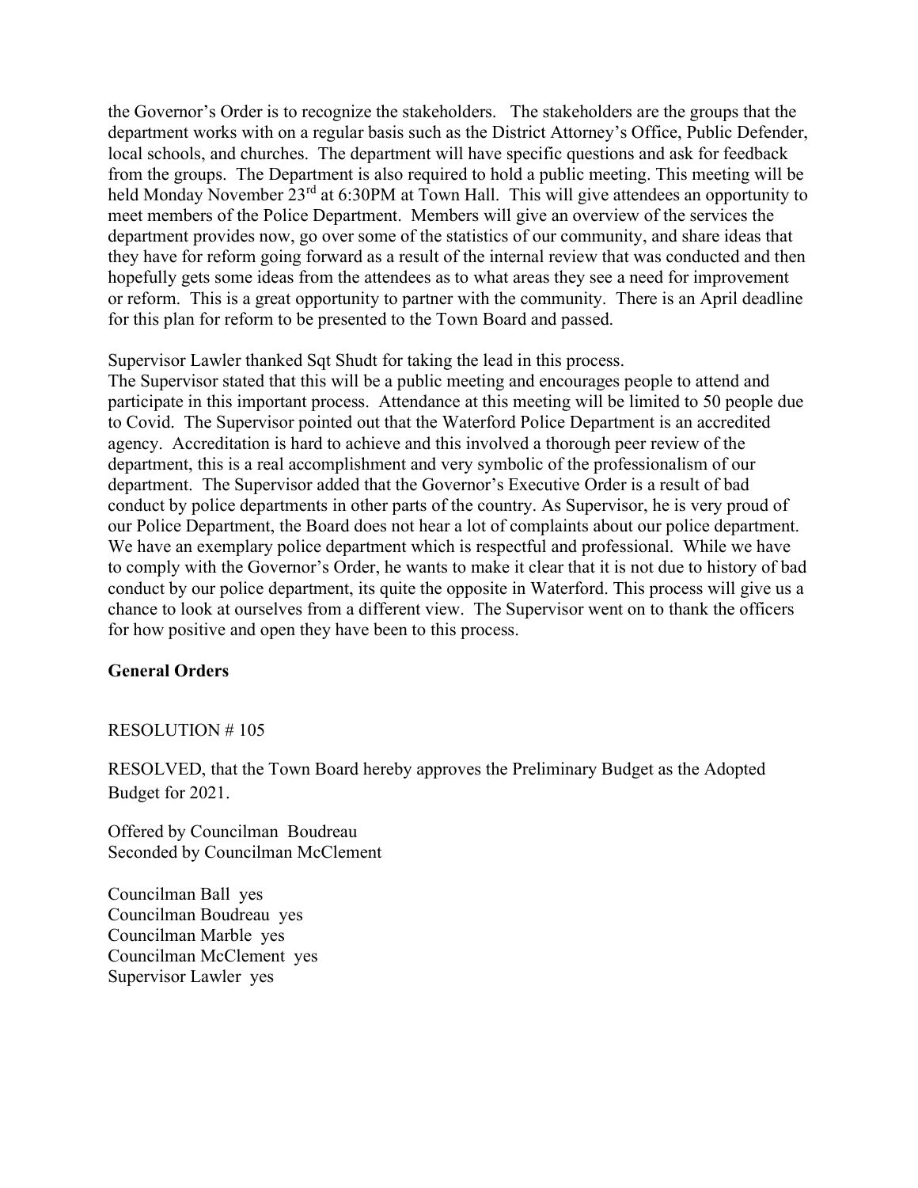the Governor's Order is to recognize the stakeholders. The stakeholders are the groups that the department works with on a regular basis such as the District Attorney's Office, Public Defender, local schools, and churches. The department will have specific questions and ask for feedback from the groups. The Department is also required to hold a public meeting. This meeting will be held Monday November 23rd at 6:30PM at Town Hall. This will give attendees an opportunity to meet members of the Police Department. Members will give an overview of the services the department provides now, go over some of the statistics of our community, and share ideas that they have for reform going forward as a result of the internal review that was conducted and then hopefully gets some ideas from the attendees as to what areas they see a need for improvement or reform. This is a great opportunity to partner with the community. There is an April deadline for this plan for reform to be presented to the Town Board and passed.

Supervisor Lawler thanked Sqt Shudt for taking the lead in this process.
The Supervisor stated that this will be a public meeting and encourages people to attend and participate in this important process. Attendance at this meeting will be limited to 50 people due to Covid. The Supervisor pointed out that the Waterford Police Department is an accredited agency. Accreditation is hard to achieve and this involved a thorough peer review of the department, this is a real accomplishment and very symbolic of the professionalism of our department. The Supervisor added that the Governor's Executive Order is a result of bad conduct by police departments in other parts of the country. As Supervisor, he is very proud of our Police Department, the Board does not hear a lot of complaints about our police department. We have an exemplary police department which is respectful and professional. While we have to comply with the Governor's Order, he wants to make it clear that it is not due to history of bad conduct by our police department, its quite the opposite in Waterford. This process will give us a chance to look at ourselves from a different view. The Supervisor went on to thank the officers for how positive and open they have been to this process.

**General Orders**

RESOLUTION # 105

RESOLVED, that the Town Board hereby approves the Preliminary Budget as the Adopted Budget for 2021.

Offered by Councilman Boudreau
Seconded by Councilman McClement

Councilman Ball yes
Councilman Boudreau yes
Councilman Marble yes
Councilman McClement yes
Supervisor Lawler yes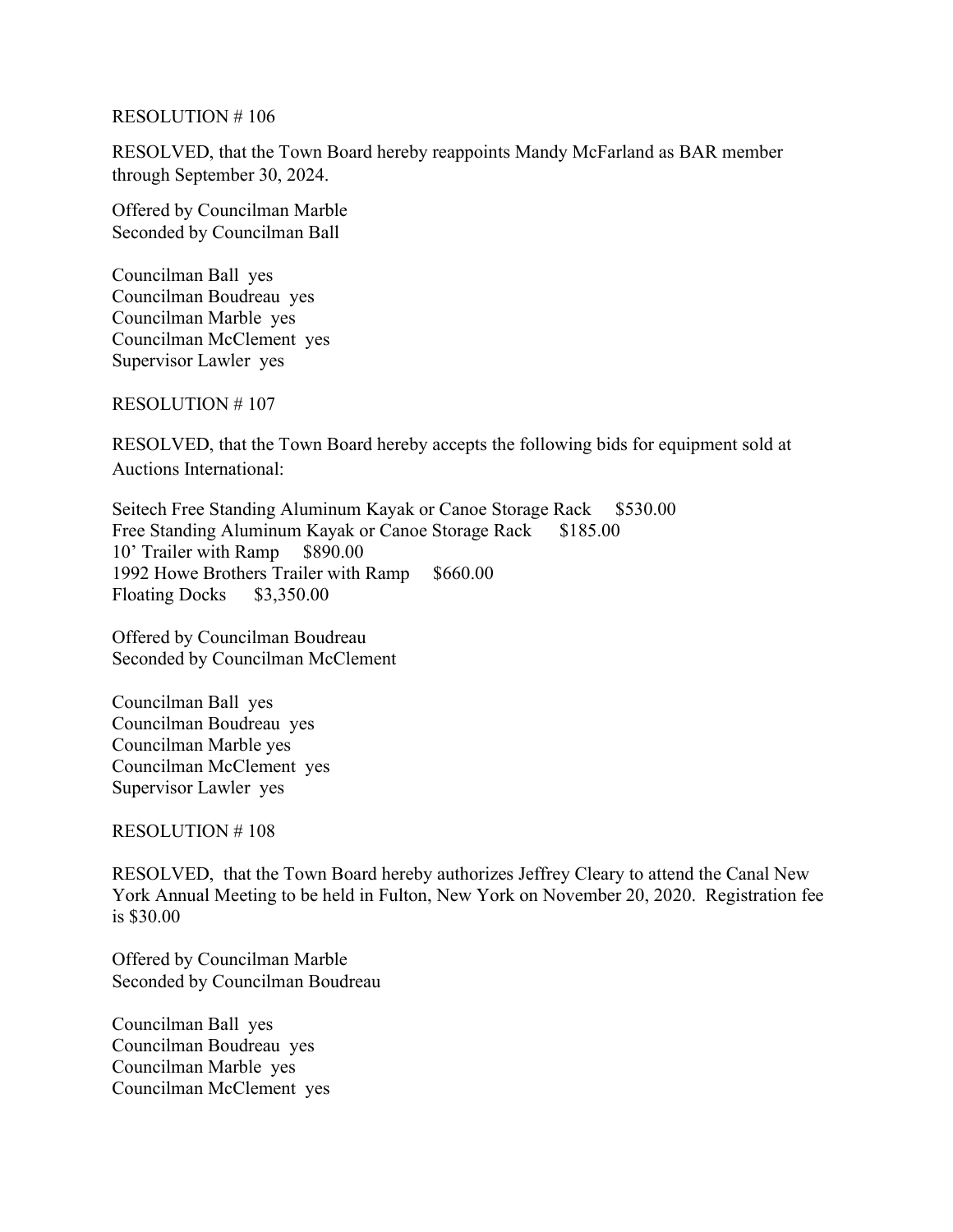RESOLUTION # 106

RESOLVED, that the Town Board hereby reappoints Mandy McFarland as BAR member through September 30, 2024.

Offered by Councilman Marble
Seconded by Councilman Ball

Councilman Ball yes
Councilman Boudreau yes
Councilman Marble yes
Councilman McClement yes
Supervisor Lawler yes

RESOLUTION # 107

RESOLVED, that the Town Board hereby accepts the following bids for equipment sold at Auctions International:

Seitech Free Standing Aluminum Kayak or Canoe Storage Rack $530.00
Free Standing Aluminum Kayak or Canoe Storage Rack $185.00
10' Trailer with Ramp $890.00
1992 Howe Brothers Trailer with Ramp $660.00
Floating Docks $3,350.00

Offered by Councilman Boudreau
Seconded by Councilman McClement

Councilman Ball yes
Councilman Boudreau yes
Councilman Marble yes
Councilman McClement yes
Supervisor Lawler yes

RESOLUTION # 108

RESOLVED, that the Town Board hereby authorizes Jeffrey Cleary to attend the Canal New York Annual Meeting to be held in Fulton, New York on November 20, 2020. Registration fee is $30.00

Offered by Councilman Marble
Seconded by Councilman Boudreau

Councilman Ball yes
Councilman Boudreau yes
Councilman Marble yes
Councilman McClement yes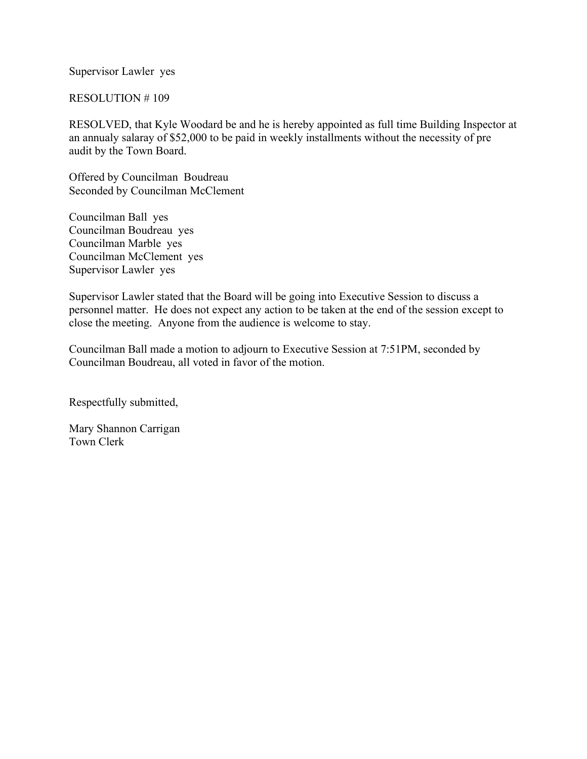Supervisor Lawler yes

RESOLUTION # 109

RESOLVED, that Kyle Woodard be and he is hereby appointed as full time Building Inspector at an annualy salaray of $52,000 to be paid in weekly installments without the necessity of pre audit by the Town Board.

Offered by Councilman Boudreau
Seconded by Councilman McClement

Councilman Ball yes
Councilman Boudreau yes
Councilman Marble yes
Councilman McClement yes
Supervisor Lawler yes

Supervisor Lawler stated that the Board will be going into Executive Session to discuss a personnel matter. He does not expect any action to be taken at the end of the session except to close the meeting. Anyone from the audience is welcome to stay.

Councilman Ball made a motion to adjourn to Executive Session at 7:51PM, seconded by Councilman Boudreau, all voted in favor of the motion.

Respectfully submitted,

Mary Shannon Carrigan
Town Clerk